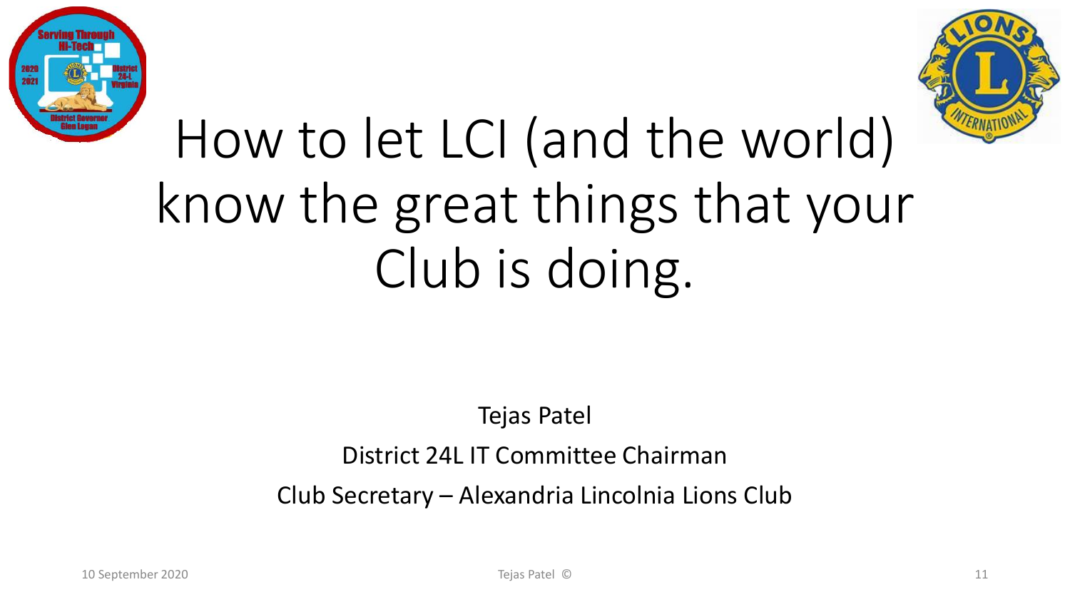# How to let LCI (and the world) know the great things that your Club is doing.

Tejas Patel

District 24L IT Committee Chairman

Club Secretary – Alexandria Lincolnia Lions Club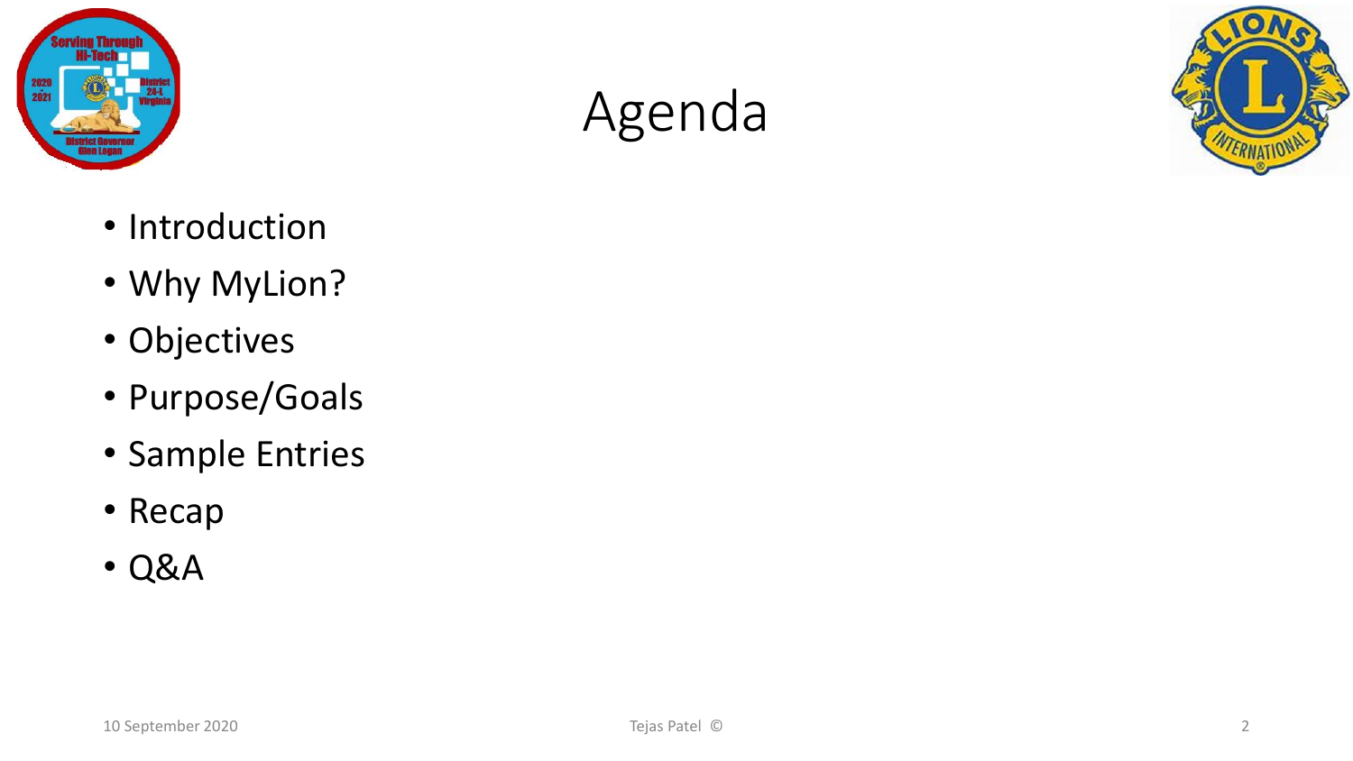# Agenda

- Introduction
- Why MyLion?
- Objectives
- Purpose/Goals
- Sample Entries
- Recap
- Q&A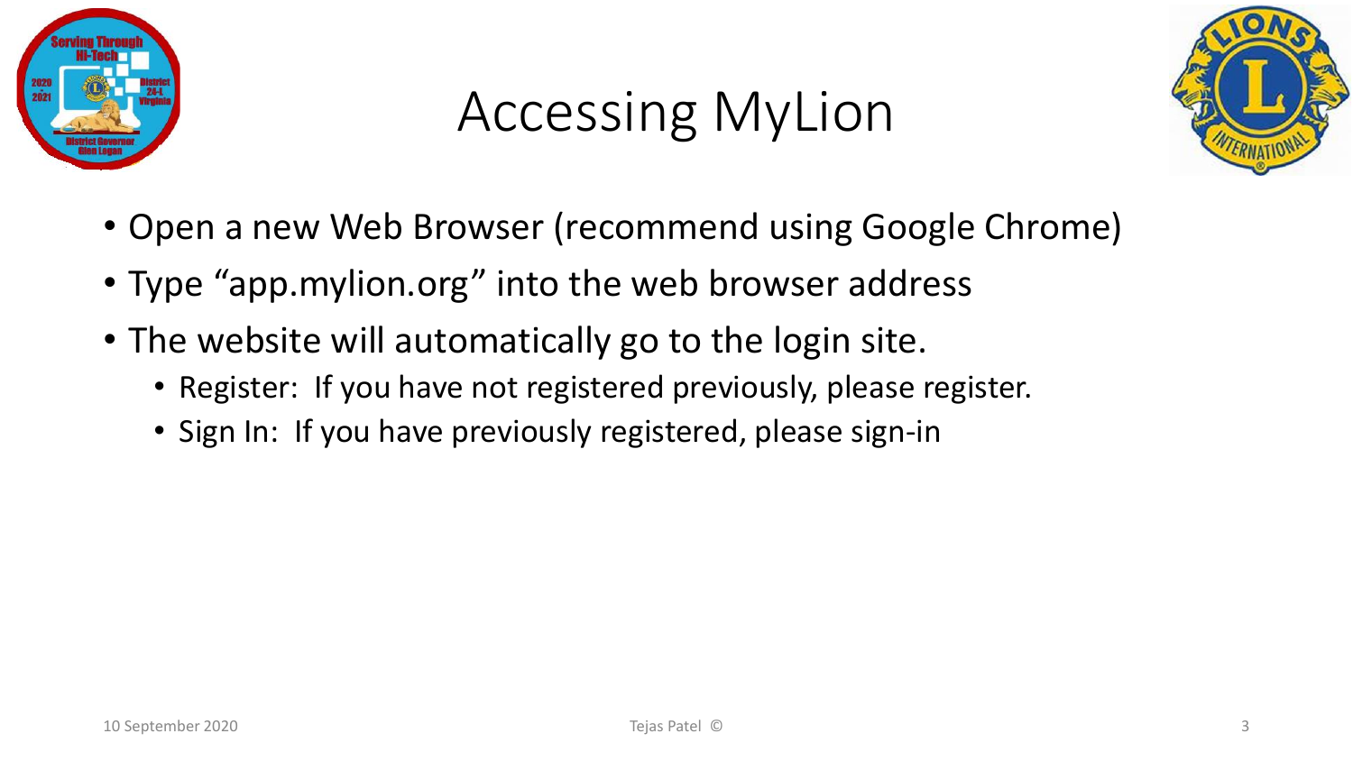# Accessing MyLion

- Open a new Web Browser (recommend using Google Chrome)
- Type “app.mylion.org” into the web browser address
- The website will automatically go to the login site.
  - Register: If you have not registered previously, please register.
  - Sign In: If you have previously registered, please sign-in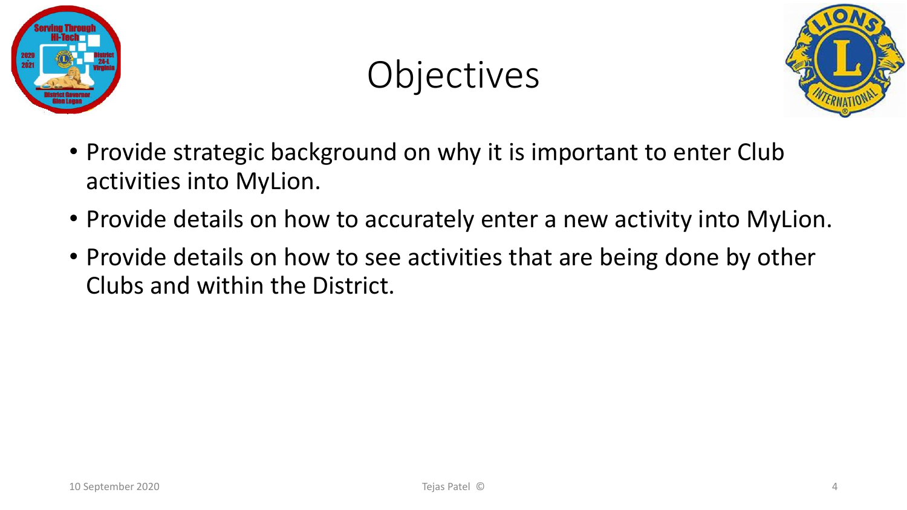# Objectives

- Provide strategic background on why it is important to enter Club activities into MyLion.
- Provide details on how to accurately enter a new activity into MyLion.
- Provide details on how to see activities that are being done by other Clubs and within the District.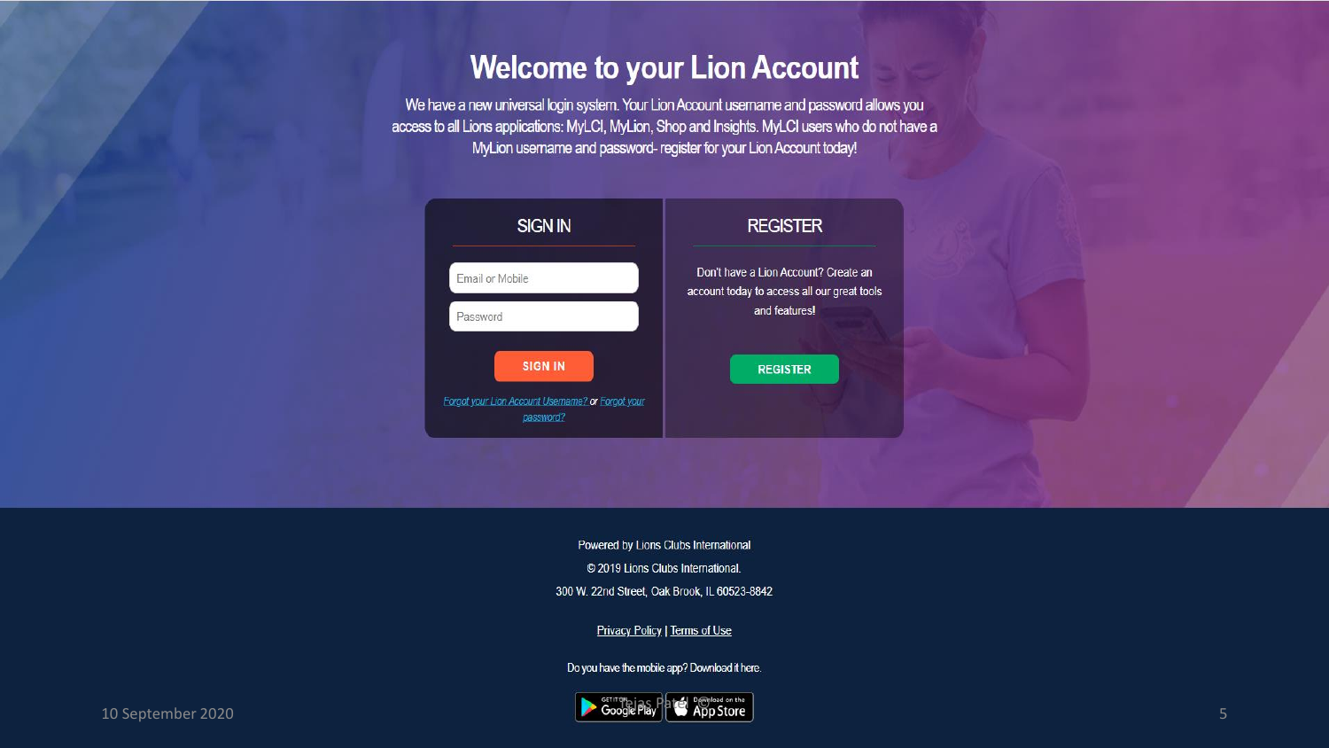# Welcome to your Lion Account

We have a new universal login system. Your Lion Account username and password allows you access to all Lions applications: MyLCI, MyLion, Shop and Insights. MyLCI users who do not have a MyLion username and password- register for your Lion Account today!

## SIGN IN

Email or Mobile

Password

SIGN IN

Forgot your Lion Account Username? or Forgot your password?

## REGISTER

Don't have a Lion Account? Create an account today to access all our great tools and features!

REGISTER

Powered by Lions Clubs International

© 2019 Lions Clubs International.

300 W. 22nd Street, Oak Brook, IL 60523-8842

Privacy Policy | Terms of Use

Do you have the mobile app? Download it here.

GET IT ON Google Play | Download on the App Store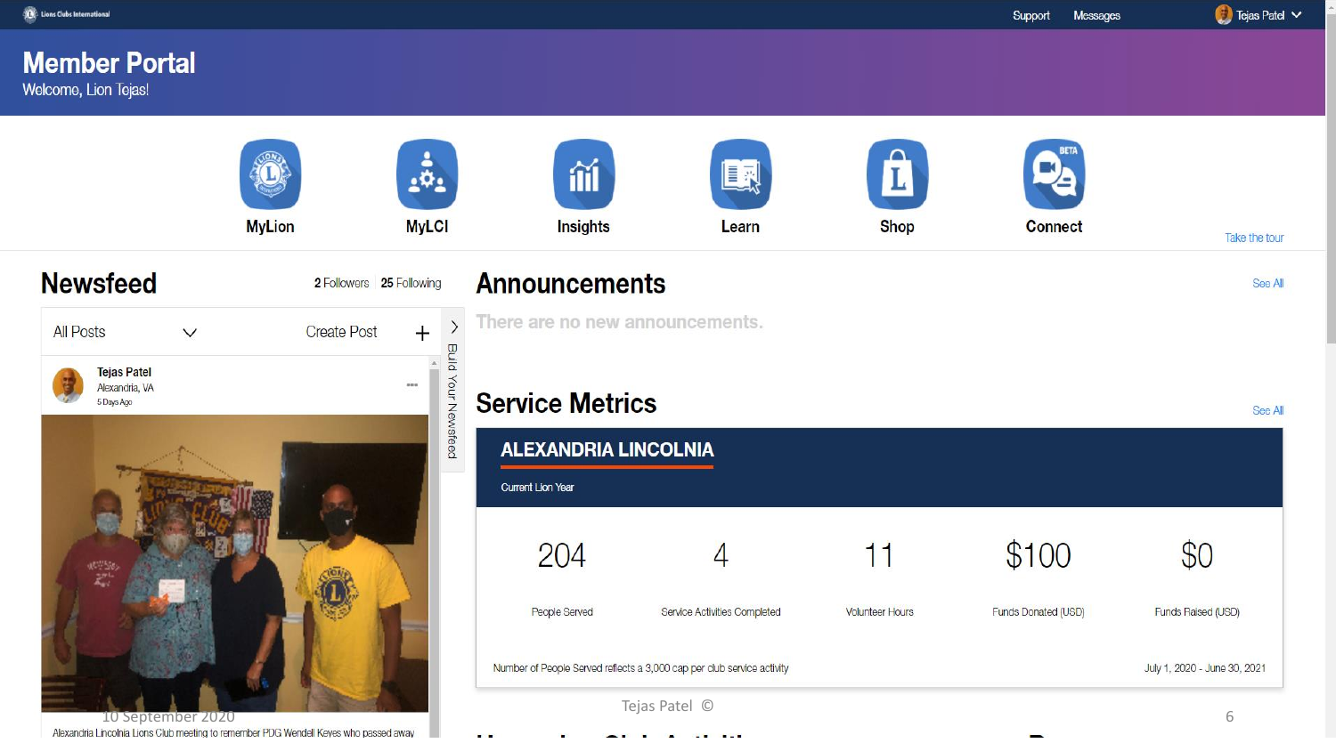Lions Clubs International

Support Messages Tejas Patel

# Member Portal

Welcome, Lion Tejas!

MyLion | MyLCI | Insights | Learn | Shop | Connect

Take the tour

## Newsfeed

2 Followers | 25 Following

All Posts — Create Post +

Build Your Newsfeed

**Tejas Patel**
Alexandria, VA
5 Days Ago

10 September 2020

Alexandria Lincolnia Lions Club meeting to remember PDG Wendell Keyes who passed away

## Announcements

See All

There are no new announcements.

## Service Metrics

See All

**ALEXANDRIA LINCOLNIA**

Current Lion Year

| 204 | 4 | 11 | $100 | $0 |
|---|---|---|---|---|
| People Served | Service Activities Completed | Volunteer Hours | Funds Donated (USD) | Funds Raised (USD) |

Number of People Served reflects a 3,000 cap per club service activity

July 1, 2020 - June 30, 2021

Tejas Patel ©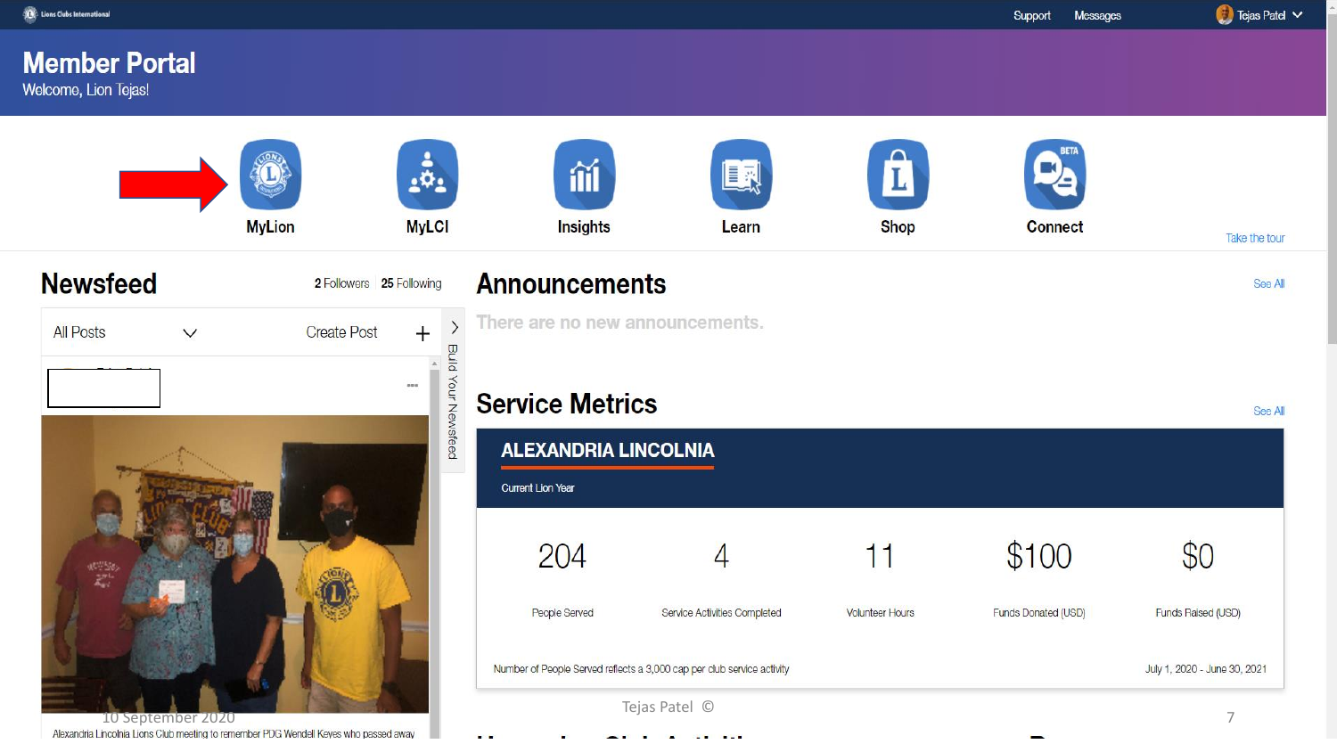Lions Clubs International

Support Messages Tejas Patel

# Member Portal

Welcome, Lion Tejas!

MyLion | MyLCI | Insights | Learn | Shop | Connect

Take the tour

## Newsfeed

2 Followers | 25 Following

All Posts — Create Post +

Build Your Newsfeed

10 September 2020

Alexandria Lincolnia Lions Club meeting to remember PDG Wendell Keyes who passed away

## Announcements

See All

There are no new announcements.

## Service Metrics

See All

**ALEXANDRIA LINCOLNIA**

Current Lion Year

| 204 | 4 | 11 | $100 | $0 |
|---|---|---|---|---|
| People Served | Service Activities Completed | Volunteer Hours | Funds Donated (USD) | Funds Raised (USD) |

Number of People Served reflects a 3,000 cap per club service activity

July 1, 2020 - June 30, 2021

Tejas Patel ©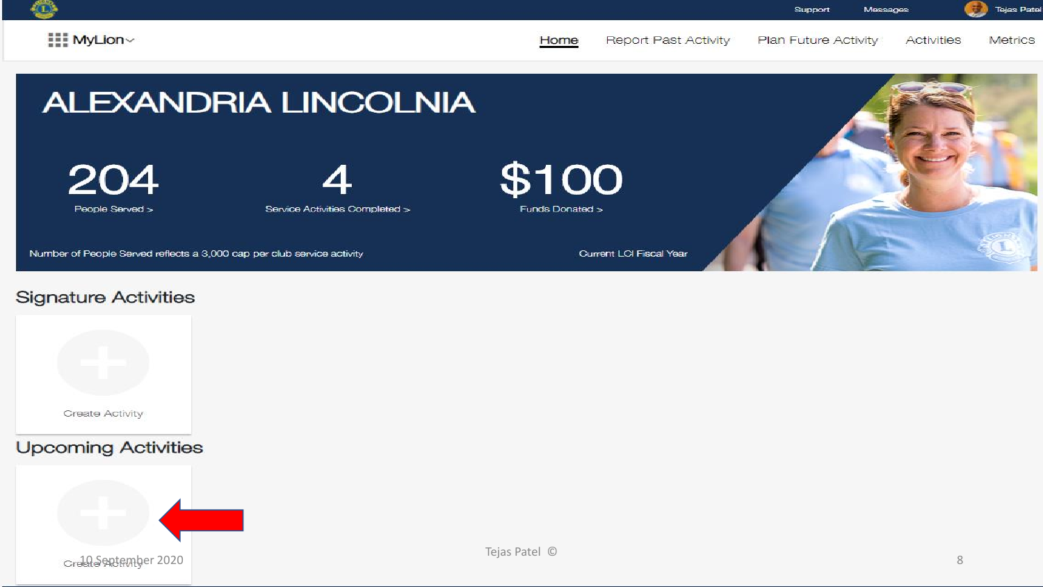Support Messages Tejas Patel

MyLion

Home | Report Past Activity | Plan Future Activity | Activities | Metrics

# ALEXANDRIA LINCOLNIA

| 204 | 4 | $100 |
| --- | --- | --- |
| People Served > | Service Activities Completed > | Funds Donated > |

Number of People Served reflects a 3,000 cap per club service activity

Current LCI Fiscal Year

## Signature Activities

Create Activity

## Upcoming Activities

Create Activity

10 September 2020

Tejas Patel ©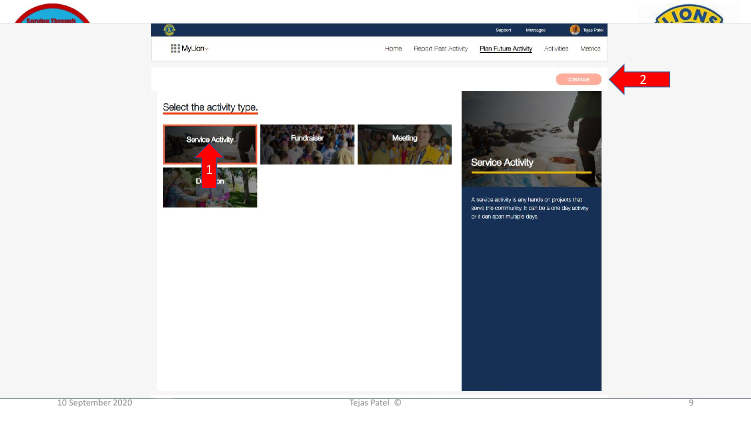Support Messages Tejas Patel

MyLion

Home | Report Past Activity | Plan Future Activity | Activities | Metrics

CONTINUE

2

## Select the activity type.

Service Activity

1

Fundraiser

Meeting

D on

### Service Activity

A service activity is any hands on projects that serve the community. It can be a one day activity or it can span multiple days.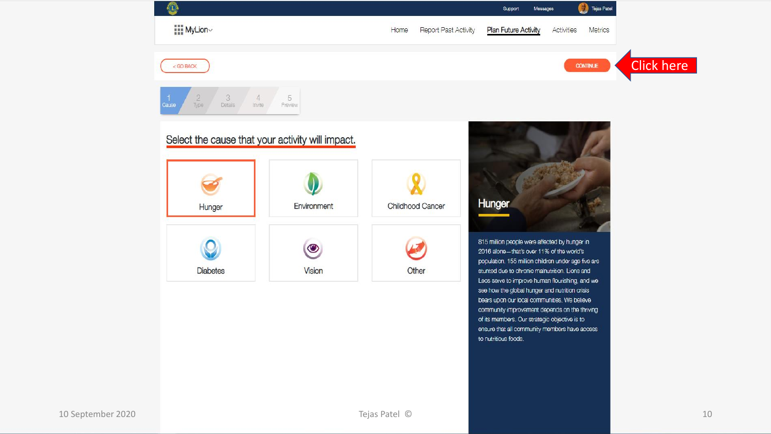Support Messages Tejas Patel

MyLion

Home | Report Past Activity | Plan Future Activity | Activities | Metrics

< GO BACK

CONTINUE

Click here

1 Cause | 2 Type | 3 Details | 4 Invite | 5 Preview

## Select the cause that your activity will impact.

| Hunger | Environment | Childhood Cancer |
|---|---|---|
| Diabetes | Vision | Other |

### Hunger

815 million people were affected by hunger in 2016 alone—that's over 11% of the world's population. 155 million children under age five are stunted due to chronic malnutrition. Lions and Leos serve to improve human flourishing, and we see how the global hunger and nutrition crisis bears upon our local communities. We believe community improvement depends on the thriving of its members. Our strategic objective is to ensure that all community members have access to nutritious foods.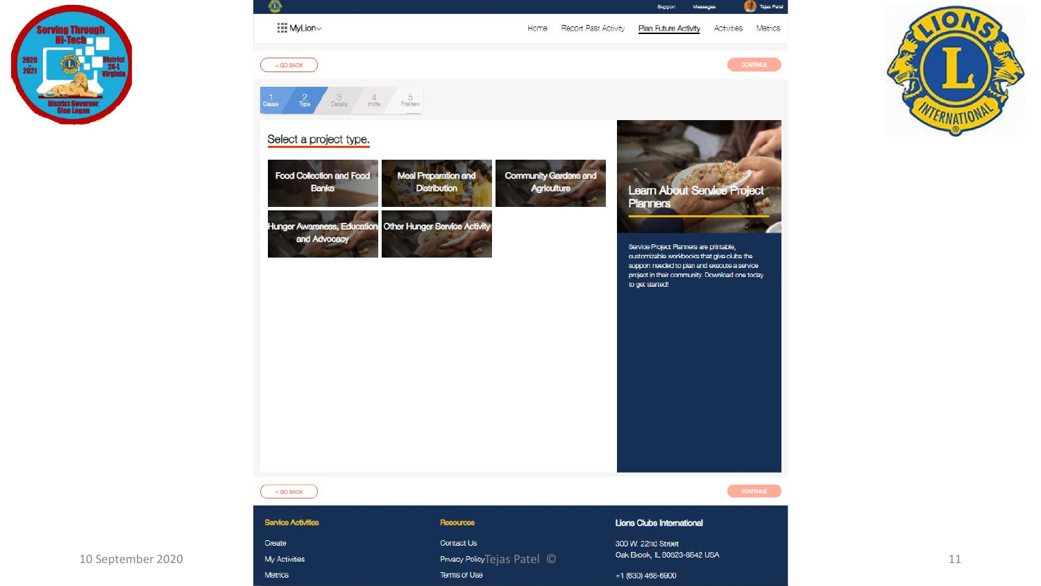Support Messages Tejas Patel

MyLion

Home | Report Past Activity | Plan Future Activity | Activities | Metrics

< GO BACK CONTINUE

1 Cause | 2 Type | 3 Details | 4 Invite | 5 Preview

## Select a project type.

- Food Collection and Food Banks
- Meal Preparation and Distribution
- Community Gardens and Agriculture
- Hunger Awareness, Education and Advocacy
- Other Hunger Service Activity

### Learn About Service Project Planners

Service Project Planners are printable, customizable workbooks that give clubs the support needed to plan and execute a service project in their community. Download one today to get started!

< GO BACK CONTINUE

**Service Activities**

Create

My Activities

Metrics

**Resources**

Contact Us

Privacy Policy

Terms of Use

**Lions Clubs International**

300 W. 22nd Street

Oak Brook, IL 60523-8842 USA

+1 (630) 468-6900

10 September 2020

Tejas Patel ©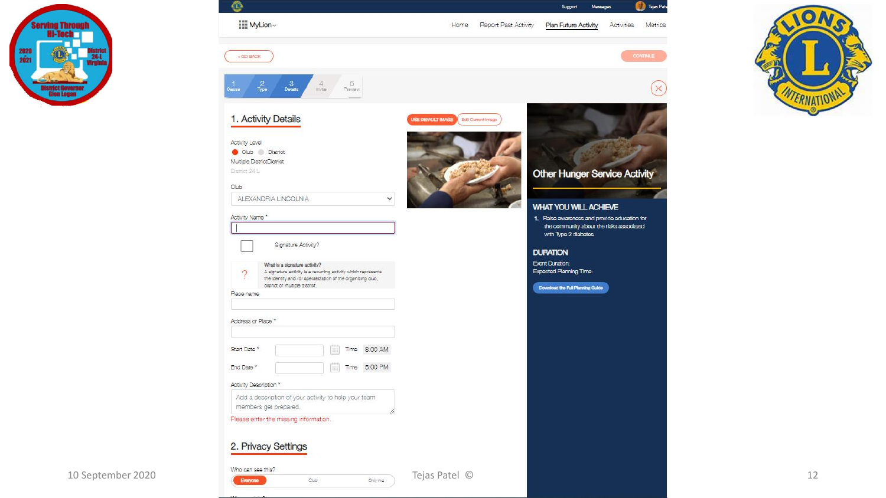Support Messages Tejas Patel

MyLion Home Report Past Activity Plan Future Activity Activities Metrics

< GO BACK CONTINUE

1 Cause | 2 Type | 3 Details | 4 Invite | 5 Preview

## 1. Activity Details

Activity Level

- Club
- District

Multiple DistrictDistrict

District 24 L

Club

ALEXANDRIA LINCOLNIA

Activity Name *

Signature Activity?

What is a signature activity?
A signature activity is a recurring activity which represents the identity and /or specialization of the organizing club, district or multiple district.

Place name

Address or Place *

Start Date * Time 8:00 AM

End Date * Time 5:00 PM

Activity Description *

Add a description of your activity to help your team members get prepared.

Please enter the missing information.

## 2. Privacy Settings

Who can see this?

Everyone | Club | Only me

USE DEFAULT IMAGE | Edit Current Image

## Other Hunger Service Activity

### WHAT YOU WILL ACHIEVE

1. Raise awareness and provide education for the community about the risks associated with Type 2 diabetes

### DURATION

Event Duration:
Expected Planning Time:

Download the Full Planning Guide

Serving Through Hi-Tech 2020-2021 District 24-L Virginia District Governor Glen Logan

10 September 2020

Tejas Patel ©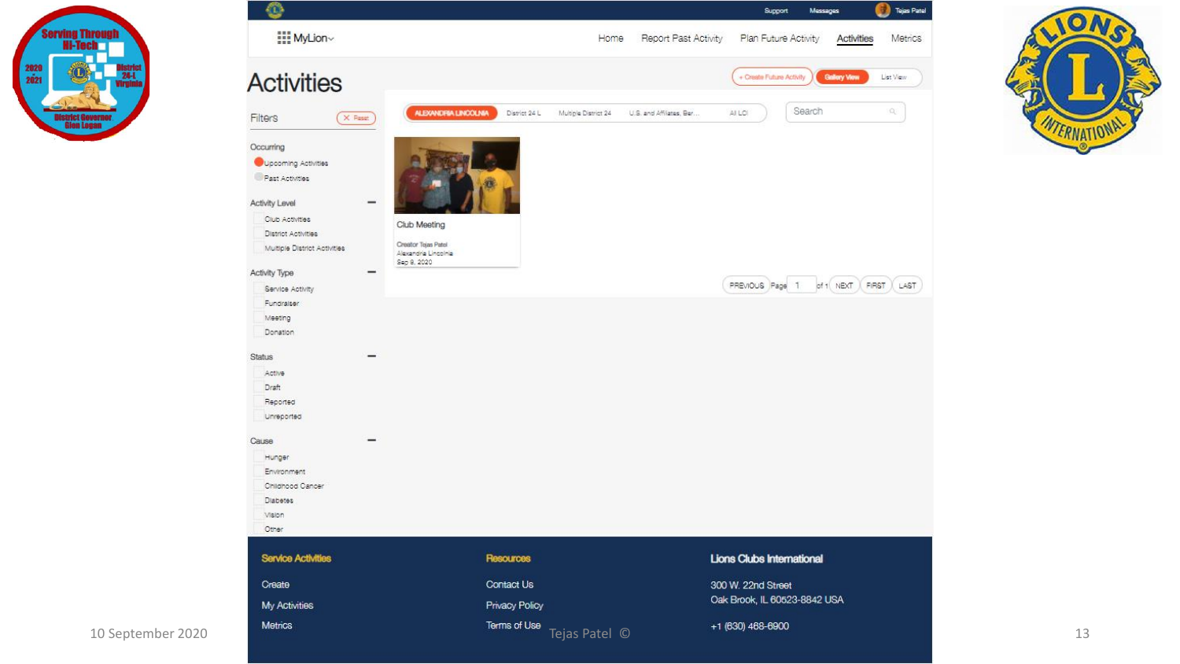Support Messages Tejas Patel

MyLion

Home | Report Past Activity | Plan Future Activity | Activities | Metrics

# Activities

+ Create Future Activity | Gallery View | List View

Filters — Reset

ALEXANDRIA LINCOLNIA | District 24 L | Multiple District 24 | U.S. and Affiliates, Ber... | All LCI

Search

**Occurring**

- Upcoming Activities
- Past Activities

**Activity Level**

- Club Activities
- District Activities
- Multiple District Activities

**Activity Type**

- Service Activity
- Fundraiser
- Meeting
- Donation

**Status**

- Active
- Draft
- Reported
- Unreported

**Cause**

- Hunger
- Environment
- Childhood Cancer
- Diabetes
- Vision
- Other

Club Meeting

Creator Tejas Patel
Alexandria Lincolnia
Sep 8, 2020

PREVIOUS Page 1 of 1 NEXT FIRST LAST

**Service Activities**

- Create
- My Activities
- Metrics

**Resources**

- Contact Us
- Privacy Policy
- Terms of Use

**Lions Clubs International**

300 W. 22nd Street
Oak Brook, IL 60523-8842 USA

+1 (630) 468-6900

10 September 2020 — Tejas Patel ©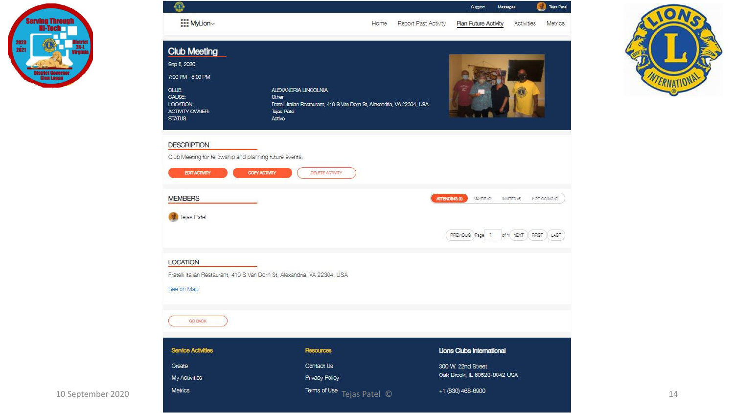Support Messages Tejas Patel

MyLion

Home | Report Past Activity | Plan Future Activity | Activities | Metrics

# Club Meeting

Sep 8, 2020

7:00 PM - 8:00 PM

| | |
|---|---|
| CLUB: | ALEXANDRIA LINCOLNIA |
| CAUSE: | Other |
| LOCATION: | Fratelli Italian Restaurant, 410 S Van Dorn St, Alexandria, VA 22304, USA |
| ACTIVITY OWNER: | Tejas Patel |
| STATUS | Active |

## DESCRIPTION

Club Meeting for fellowship and planning future events.

EDIT ACTIVITY | COPY ACTIVITY | DELETE ACTIVITY

## MEMBERS

ATTENDING (1) | MAYBE (0) | INVITED (6) | NOT GOING (0)

Tejas Patel

PREVIOUS | Page 1 of 1 | NEXT | FIRST | LAST

## LOCATION

Fratelli Italian Restaurant, 410 S Van Dorn St, Alexandria, VA 22304, USA

See on Map

GO BACK

**Service Activities**

Create
My Activities
Metrics

**Resources**

Contact Us
Privacy Policy
Terms of Use

**Lions Clubs International**

300 W. 22nd Street
Oak Brook, IL 60523-8842 USA

+1 (630) 468-6900

10 September 2020

Tejas Patel ©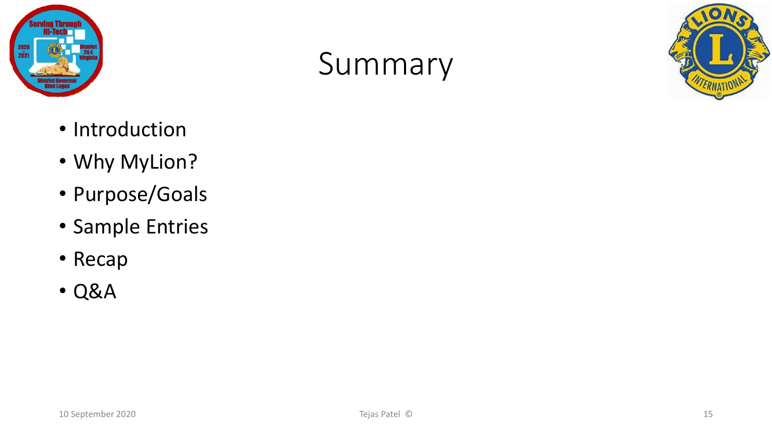# Summary

- Introduction
- Why MyLion?
- Purpose/Goals
- Sample Entries
- Recap
- Q&A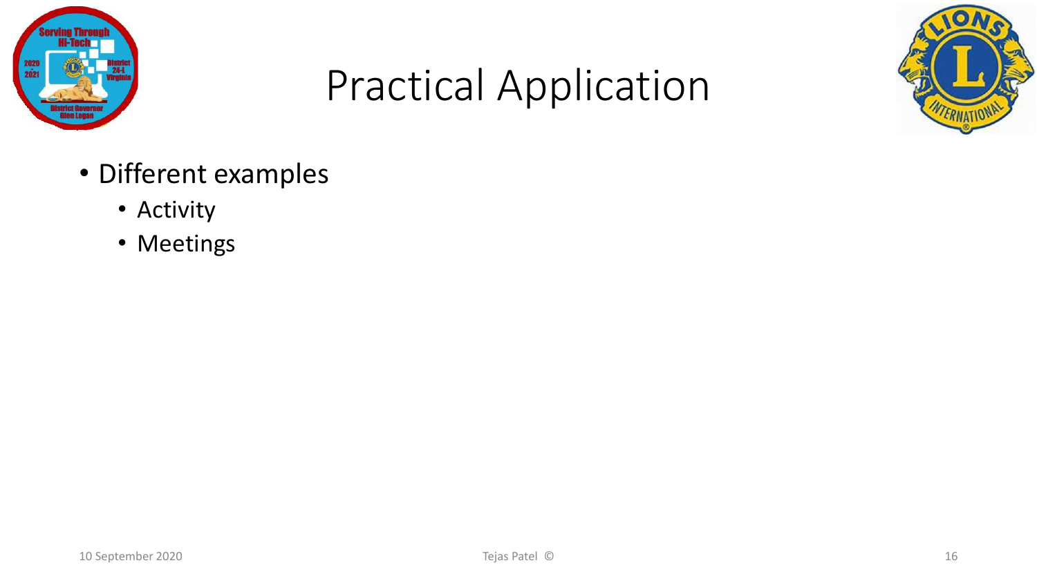# Practical Application

- Different examples
  - Activity
  - Meetings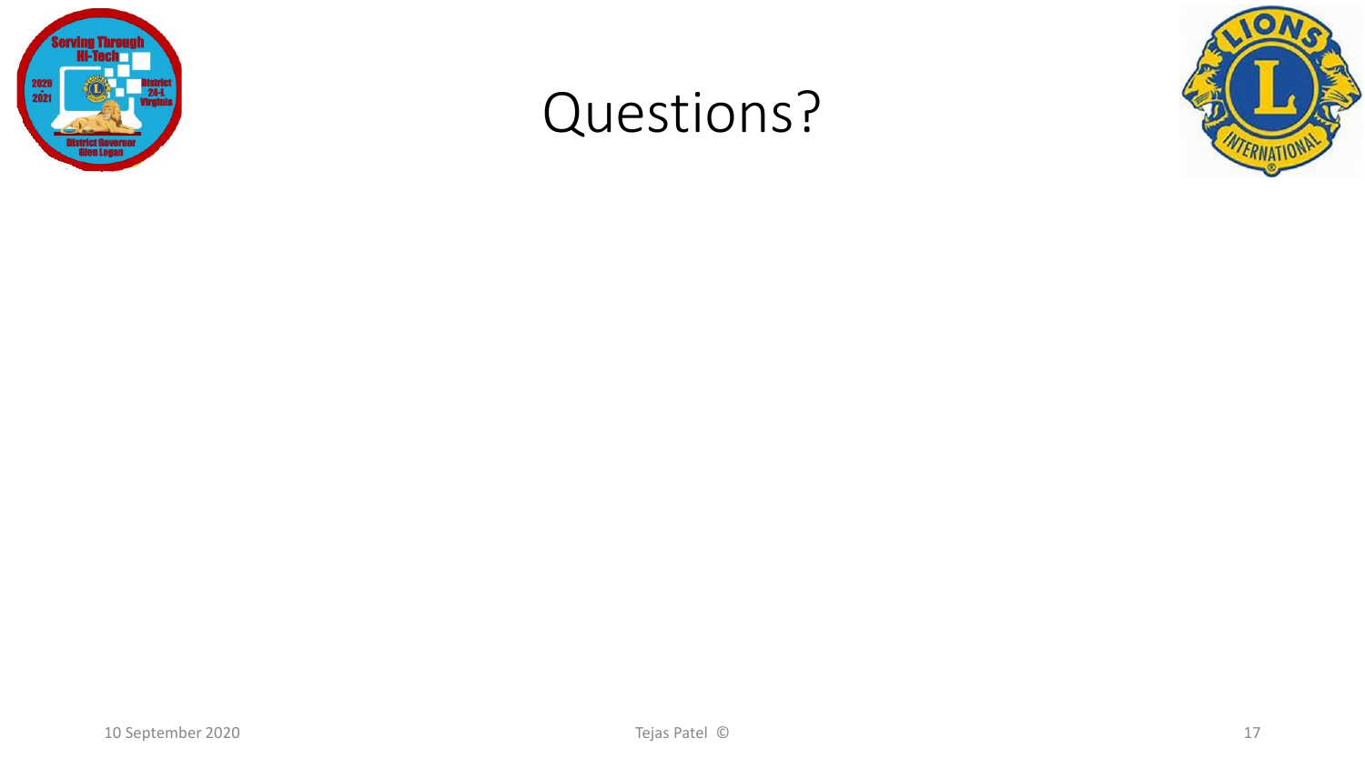# Questions?